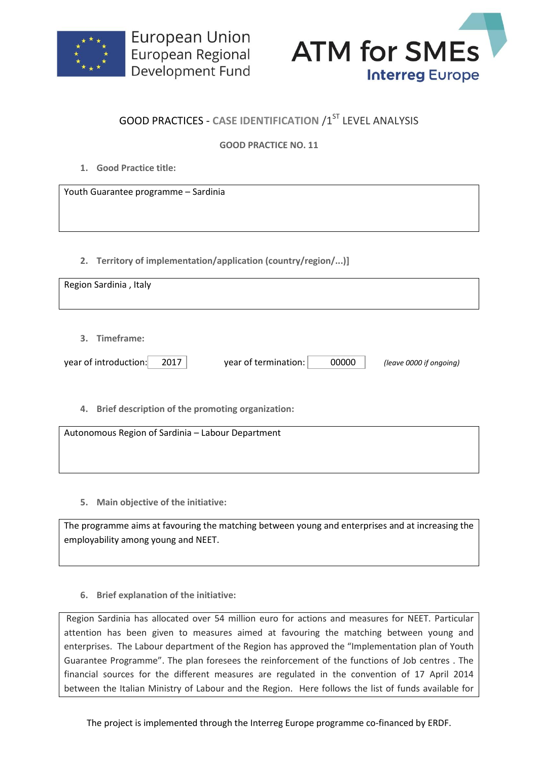European Union
European Regional
Development Fund

ATM for SMEs
Interreg Europe

## GOOD PRACTICES - CASE IDENTIFICATION /1ST LEVEL ANALYSIS

**GOOD PRACTICE NO. 11**

1. **Good Practice title:**

Youth Guarantee programme – Sardinia

2. **Territory of implementation/application (country/region/...)]**

Region Sardinia , Italy

3. **Timeframe:**

year of introduction: 2017 year of termination: 00000 *(leave 0000 if ongoing)*

4. **Brief description of the promoting organization:**

Autonomous Region of Sardinia – Labour Department

5. **Main objective of the initiative:**

The programme aims at favouring the matching between young and enterprises and at increasing the employability among young and NEET.

6. **Brief explanation of the initiative:**

Region Sardinia has allocated over 54 million euro for actions and measures for NEET. Particular attention has been given to measures aimed at favouring the matching between young and enterprises. The Labour department of the Region has approved the "Implementation plan of Youth Guarantee Programme". The plan foresees the reinforcement of the functions of Job centres . The financial sources for the different measures are regulated in the convention of 17 April 2014 between the Italian Ministry of Labour and the Region. Here follows the list of funds available for

The project is implemented through the Interreg Europe programme co-financed by ERDF.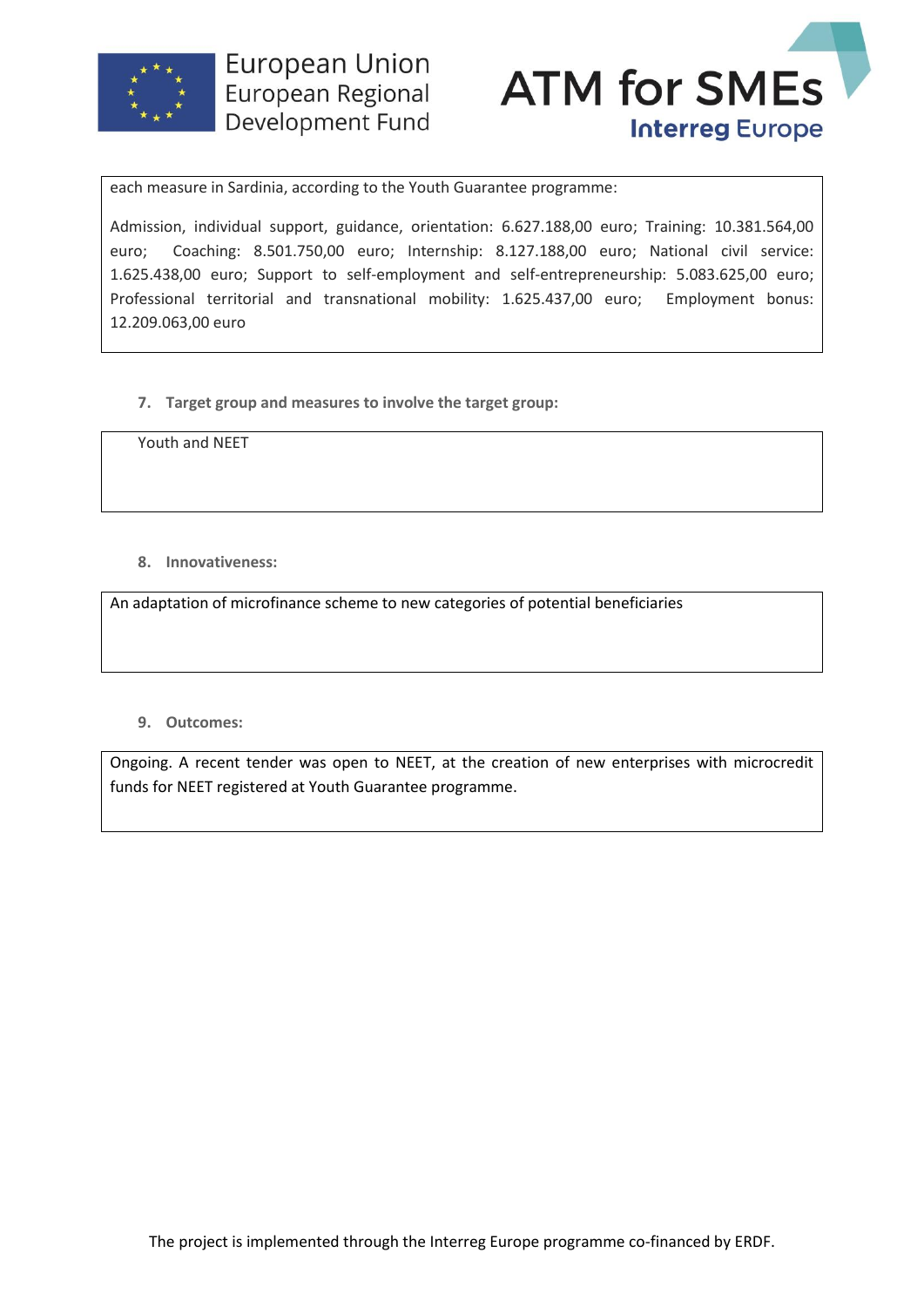each measure in Sardinia, according to the Youth Guarantee programme:

Admission, individual support, guidance, orientation: 6.627.188,00 euro; Training: 10.381.564,00 euro; Coaching: 8.501.750,00 euro; Internship: 8.127.188,00 euro; National civil service: 1.625.438,00 euro; Support to self-employment and self-entrepreneurship: 5.083.625,00 euro; Professional territorial and transnational mobility: 1.625.437,00 euro; Employment bonus: 12.209.063,00 euro

7. **Target group and measures to involve the target group:**

Youth and NEET

8. **Innovativeness:**

An adaptation of microfinance scheme to new categories of potential beneficiaries

9. **Outcomes:**

Ongoing. A recent tender was open to NEET, at the creation of new enterprises with microcredit funds for NEET registered at Youth Guarantee programme.